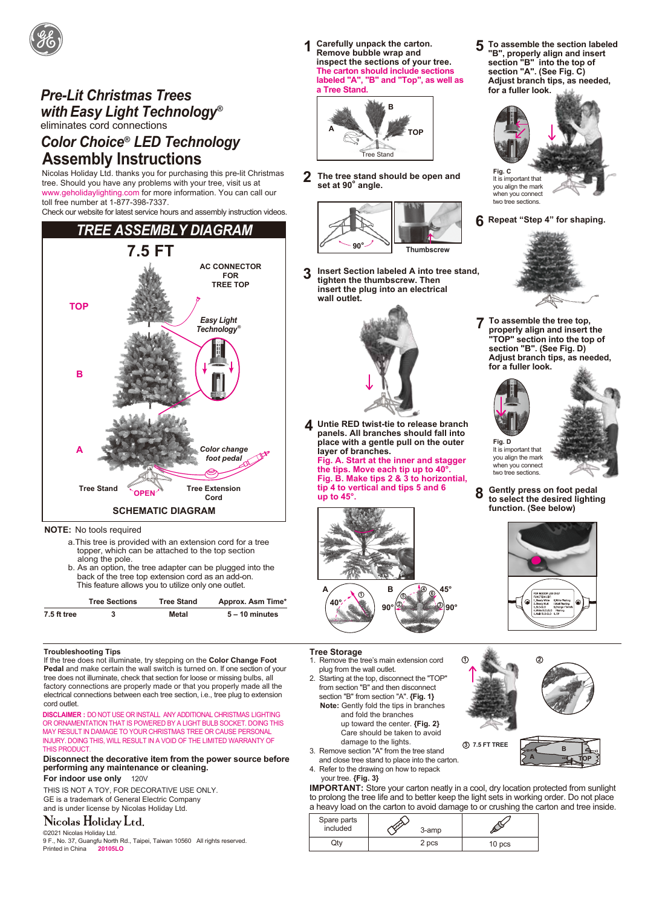# Pre-Lit Christmas Trees with Easy Light Technology®

eliminates cord connections

## Color Choice® LED Technology

# Assembly Instructions

Nicolas Holiday Ltd. thanks you for purchasing this pre-lit Christmas tree. Should you have any problems with your tree, visit us at www.geholidaylighting.com for more information. You can call our toll free number at 1-877-398-7337.

Check our website for latest service hours and assembly instruction videos.

## TREE ASSEMBLY DIAGRAM

### 7.5 FT

TOP

AC CONNECTOR FOR TREE TOP

B

*Easy Light Technology®*

A

*Color change foot pedal*

Tree Stand

OPEN

Tree Extension Cord

**SCHEMATIC DIAGRAM**

**NOTE:** No tools required

a. This tree is provided with an extension cord for a tree topper, which can be attached to the top section along the pole.
b. As an option, the tree adapter can be plugged into the back of the tree top extension cord as an add-on. This feature allows you to utilize only one outlet.

| | Tree Sections | Tree Stand | Approx. Asm Time* |
|---|---|---|---|
| 7.5 ft tree | 3 | Metal | 5 – 10 minutes |

**1** **Carefully unpack the carton. Remove bubble wrap and inspect the sections of your tree. The carton should include sections labeled "A", "B" and "Top", as well as a Tree Stand.**

A B TOP Tree Stand

**2** **The tree stand should be open and set at 90° angle.**

90° Thumbscrew

**3** **Insert Section labeled A into tree stand, tighten the thumbscrew. Then insert the plug into an electrical wall outlet.**

**4** **Untie RED twist-tie to release branch panels. All branches should fall into place with a gentle pull on the outer layer of branches. Fig. A. Start at the inner and stagger the tips. Move each tip up to 40°. Fig. B. Make tips 2 & 3 to horizontal, tip 4 to vertical and tips 5 and 6 up to 45°.**

A 40° ① B ④ 45° ⑤ ⑥ 90° ② ③ 90°

**5** **To assemble the section labeled "B", properly align and insert section "B" into the top of section "A". (See Fig. C) Adjust branch tips, as needed, for a fuller look.**

Fig. C
It is important that you align the mark when you connect two tree sections.

**6** **Repeat "Step 4" for shaping.**

**7** **To assemble the tree top, properly align and insert the "TOP" section into the top of section "B". (See Fig. D) Adjust branch tips, as needed, for a fuller look.**

Fig. D
It is important that you align the mark when you connect two tree sections.

**8** **Gently press on foot pedal to select the desired lighting function. (See below)**

### Troubleshooting Tips

If the tree does not illuminate, try stepping on the **Color Change Foot Pedal** and make certain the wall switch is turned on. If one section of your tree does not illuminate, check that section for loose or missing bulbs, all factory connections are properly made or that you properly made all the electrical connections between each tree section, i.e., tree plug to extension cord outlet.

**DISCLAIMER :** DO NOT USE OR INSTALL ANY ADDITIONAL CHRISTMAS LIGHTING OR ORNAMENTATION THAT IS POWERED BY A LIGHT BULB SOCKET. DOING THIS MAY RESULT IN DAMAGE TO YOUR CHRISTMAS TREE OR CAUSE PERSONAL INJURY. DOING THIS, WILL RESULT IN A VOID OF THE LIMITED WARRANTY OF THIS PRODUCT.

**Disconnect the decorative item from the power source before performing any maintenance or cleaning.**

**For indoor use only** 120V

THIS IS NOT A TOY, FOR DECORATIVE USE ONLY.
GE is a trademark of General Electric Company and is under license by Nicolas Holiday Ltd.

Nicolas Holiday Ltd.

©2021 Nicolas Holiday Ltd.
9 F., No. 37, Guangfu North Rd., Taipei, Taiwan 10560 All rights reserved.
Printed in China 20105LO

### Tree Storage

1. Remove the tree's main extension cord plug from the wall outlet.
2. Starting at the top, disconnect the "TOP" from section "B" and then disconnect section "B" from section "A". **{Fig. 1}**
   **Note:** Gently fold the tips in branches and fold the branches up toward the center. **{Fig. 2}** Care should be taken to avoid damage to the lights.
3. Remove section "A" from the tree stand and close tree stand to place into the carton.
4. Refer to the drawing on how to repack your tree. **{Fig. 3}**

① ② ③ 7.5 FT TREE B A TOP

**IMPORTANT:** Store your carton neatly in a cool, dry location protected from sunlight to prolong the tree life and to better keep the light sets in working order. Do not place a heavy load on the carton to avoid damage to or crushing the carton and tree inside.

| Spare parts included | 3-amp | |
|---|---|---|
| Qty | 2 pcs | 10 pcs |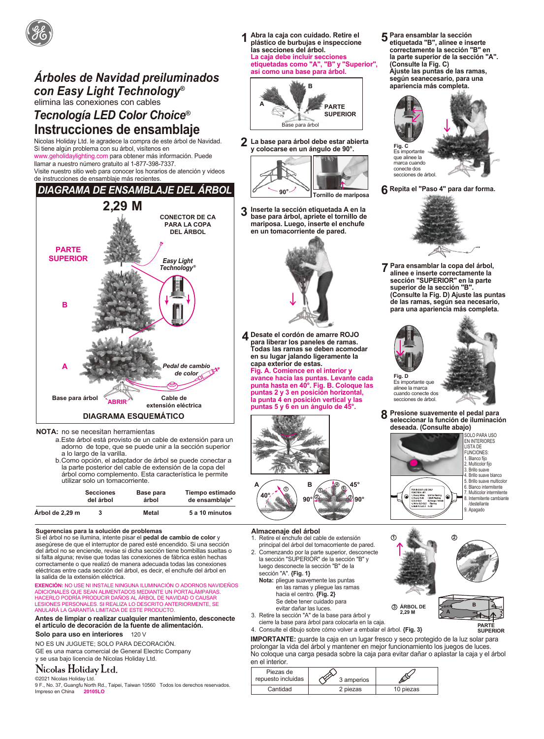# Árboles de Navidad preiluminados con Easy Light Technology®

elimina las conexiones con cables

## Tecnología LED Color Choice®

# Instrucciones de ensamblaje

Nicolas Holiday Ltd. le agradece la compra de este árbol de Navidad. Si tiene algún problema con su árbol, visítenos en www.geholidaylighting.com para obtener más información. Puede llamar a nuestro número gratuito al 1-877-398-7337.
Visite nuestro sitio web para conocer los horarios de atención y videos de instrucciones de ensamblaje más recientes.

## DIAGRAMA DE ENSAMBLAJE DEL ÁRBOL

2,29 M

CONECTOR DE CA PARA LA COPA DEL ÁRBOL

PARTE SUPERIOR

*Easy Light Technology®*

B

A

*Pedal de cambio de color*

Base para árbol

ABRIR

Cable de extensión eléctrica

DIAGRAMA ESQUEMÁTICO

**NOTA:** no se necesitan herramientas

a. Este árbol está provisto de un cable de extensión para un adorno de tope, que se puede unir a la sección superior a lo largo de la varilla.
b. Como opción, el adaptador de árbol se puede conectar a la parte posterior del cable de extensión de la copa del árbol como complemento. Esta característica le permite utilizar solo un tomacorriente.

| | Secciones del árbol | Base para árbol | Tiempo estimado de ensamblaje* |
|---|---|---|---|
| Árbol de 2,29 m | 3 | Metal | 5 a 10 minutos |

**Sugerencias para la solución de problemas**
Si el árbol no se ilumina, intente pisar el **pedal de cambio de color** y asegúrese de que el interruptor de pared esté encendido. Si una sección del árbol no se enciende, revise si dicha sección tiene bombillas sueltas o si falta alguna; revise que todas las conexiones de fábrica estén hechas correctamente o que realizó de manera adecuada todas las conexiones eléctricas entre cada sección del árbol, es decir, el enchufe del árbol en la salida de la extensión eléctrica.

EXENCIÓN: NO USE NI INSTALE NINGUNA ILUMINACIÓN O ADORNOS NAVIDEÑOS ADICIONALES QUE SEAN ALIMENTADOS MEDIANTE UN PORTALÁMPARAS. HACERLO PODRÍA PRODUCIR DAÑOS AL ÁRBOL DE NAVIDAD O CAUSAR LESIONES PERSONALES. SI REALIZA LO DESCRITO ANTERIORMENTE, SE ANULARÁ LA GARANTÍA LIMITADA DE ESTE PRODUCTO.

**Antes de limpiar o realizar cualquier mantenimiento, desconecte el artículo de decoración de la fuente de alimentación.**

**Solo para uso en interiores** 120 V

NO ES UN JUGUETE; SOLO PARA DECORACIÓN.
GE es una marca comercial de General Electric Company y se usa bajo licencia de Nicolas Holiday Ltd.

Nicolas Holiday Ltd.

©2021 Nicolas Holiday Ltd.
9 F., No. 37, Guangfu North Rd., Taipei, Taiwan 10560 Todos los derechos reservados.
Impreso en China **20105LO**

**1** **Abra la caja con cuidado. Retire el plástico de burbujas e inspeccione las secciones del árbol.**
**La caja debe incluir secciones etiquetadas como "A", "B" y "Superior", así como una base para árbol.**

B | A | PARTE SUPERIOR | Base para árbol

**2** **La base para árbol debe estar abierta y colocarse en un ángulo de 90°.**

90° | Tornillo de mariposa

**3** **Inserte la sección etiquetada A en la base para árbol, apriete el tornillo de mariposa. Luego, inserte el enchufe en un tomacorriente de pared.**

**4** **Desate el cordón de amarre ROJO para liberar los paneles de ramas. Todas las ramas se deben acomodar en su lugar jalando ligeramente la capa exterior de estas.**
**Fig. A. Comience en el interior y avance hacia las puntas. Levante cada punta hasta en 40°. Fig. B. Coloque las puntas 2 y 3 en posición horizontal, la punta 4 en posición vertical y las puntas 5 y 6 en un ángulo de 45°.**

A 40° ① | B 90° ② ③ 90° ④ ⑤ ⑥ 45°

**5** **Para ensamblar la sección etiquetada "B", alinee e inserte correctamente la sección "B" en la parte superior de la sección "A". (Consulte la Fig. C)**
**Ajuste las puntas de las ramas, según seanecesario, para una apariencia más completa.**

**Fig. C**
Es importante que alinee la marca cuando conecte dos secciones de árbol.

**6** **Repita el "Paso 4" para dar forma.**

**7** **Para ensamblar la copa del árbol, alinee e inserte correctamente la sección "SUPERIOR" en la parte superior de la sección "B". (Consulte la Fig. D) Ajuste las puntas de las ramas, según sea necesario, para una apariencia más completa.**

**Fig. D**
Es importante que alinee la marca cuando conecte dos secciones de árbol.

**8** **Presione suavemente el pedal para seleccionar la función de iluminación deseada. (Consulte abajo)**

SOLO PARA USO EN INTERIORES
LISTA DE FUNCIONES:
1. Blanco fijo
2. Multicolor fijo
3. Brillo suave
4. Brillo suave blanco
5. Brillo suave multicolor
6. Blanco intermitente
7. Multicolor intermitente
8. Intermitente cambiante /destellante
9. Apagado

**Almacenaje del árbol**

1. Retire el enchufe del cable de extensión principal del árbol del tomacorriente de pared.
2. Comenzando por la parte superior, desconecte la sección "SUPERIOR" de la sección "B" y luego desconecte la sección "B" de la sección "A". **{Fig. 1}**
   **Nota:** pliegue suavemente las puntas en las ramas y pliegue las ramas hacia el centro. **{Fig. 2}**
   Se debe tener cuidado para evitar dañar las luces.
3. Retire la sección "A" de la base para árbol y cierre la base para árbol para colocarla en la caja.
4. Consulte el dibujo sobre cómo volver a embalar el árbol. **{Fig. 3}**

① ② ③ ÁRBOL DE 2,29 M | B | A | PARTE SUPERIOR

**IMPORTANTE:** guarde la caja en un lugar fresco y seco protegido de la luz solar para prolongar la vida del árbol y mantener en mejor funcionamiento los juegos de luces.
No coloque una carga pesada sobre la caja para evitar dañar o aplastar la caja y el árbol en el interior.

| Piezas de repuesto incluidas | 3 amperios | |
|---|---|---|
| Cantidad | 2 piezas | 10 piezas |